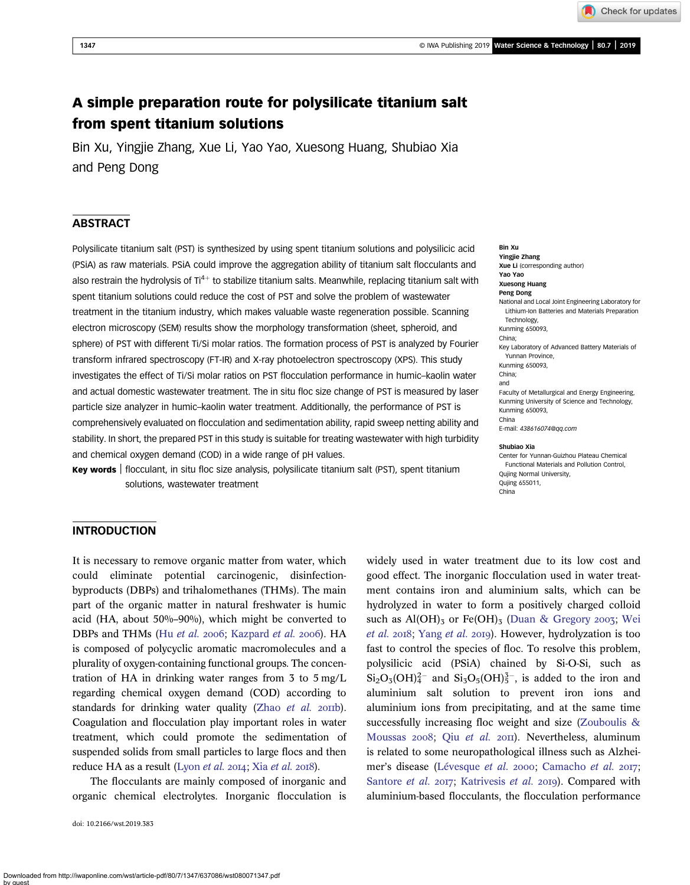# A simple preparation route for polysilicate titanium salt from spent titanium solutions

Bin Xu, Yingjie Zhang, Xue Li, Yao Yao, Xuesong Huang, Shubiao Xia and Peng Dong

## ABSTRACT

Polysilicate titanium salt (PST) is synthesized by using spent titanium solutions and polysilicic acid (PSiA) as raw materials. PSiA could improve the aggregation ability of titanium salt flocculants and also restrain the hydrolysis of $Ti^{4+}$ to stabilize titanium salts. Meanwhile, replacing titanium salt with spent titanium solutions could reduce the cost of PST and solve the problem of wastewater treatment in the titanium industry, which makes valuable waste regeneration possible. Scanning electron microscopy (SEM) results show the morphology transformation (sheet, spheroid, and sphere) of PST with different Ti/Si molar ratios. The formation process of PST is analyzed by Fourier transform infrared spectroscopy (FT-IR) and X-ray photoelectron spectroscopy (XPS). This study investigates the effect of Ti/Si molar ratios on PST flocculation performance in humic–kaolin water and actual domestic wastewater treatment. The in situ floc size change of PST is measured by laser particle size analyzer in humic–kaolin water treatment. Additionally, the performance of PST is comprehensively evaluated on flocculation and sedimentation ability, rapid sweep netting ability and stability. In short, the prepared PST in this study is suitable for treating wastewater with high turbidity and chemical oxygen demand (COD) in a wide range of pH values.

**Key words** | flocculant, in situ floc size analysis, polysilicate titanium salt (PST), spent titanium solutions, wastewater treatment

**Bin Xu**
**Yingjie Zhang**
**Xue Li** (corresponding author)
**Yao Yao**
**Xuesong Huang**
**Peng Dong**
National and Local Joint Engineering Laboratory for Lithium-Ion Batteries and Materials Preparation Technology,
Kunming 650093,
China;
Key Laboratory of Advanced Battery Materials of Yunnan Province,
Kunming 650093,
China;
and
Faculty of Metallurgical and Energy Engineering,
Kunming University of Science and Technology,
Kunming 650093,
China
E-mail: *438616074@qq.com*

**Shubiao Xia**
Center for Yunnan-Guizhou Plateau Chemical Functional Materials and Pollution Control,
Qujing Normal University,
Qujing 655011,
China

## INTRODUCTION

It is necessary to remove organic matter from water, which could eliminate potential carcinogenic, disinfection-byproducts (DBPs) and trihalomethanes (THMs). The main part of the organic matter in natural freshwater is humic acid (HA, about 50%–90%), which might be converted to DBPs and THMs (Hu *et al.* 2006; Kazpard *et al.* 2006). HA is composed of polycyclic aromatic macromolecules and a plurality of oxygen-containing functional groups. The concentration of HA in drinking water ranges from 3 to 5 mg/L regarding chemical oxygen demand (COD) according to standards for drinking water quality (Zhao *et al.* 2011b). Coagulation and flocculation play important roles in water treatment, which could promote the sedimentation of suspended solids from small particles to large flocs and then reduce HA as a result (Lyon *et al.* 2014; Xia *et al.* 2018).

The flocculants are mainly composed of inorganic and organic chemical electrolytes. Inorganic flocculation is widely used in water treatment due to its low cost and good effect. The inorganic flocculation used in water treatment contains iron and aluminium salts, which can be hydrolyzed in water to form a positively charged colloid such as $Al(OH)_3$ or $Fe(OH)_3$ (Duan & Gregory 2003; Wei *et al.* 2018; Yang *et al.* 2019). However, hydrolyzation is too fast to control the species of floc. To resolve this problem, polysilicic acid (PSiA) chained by Si-O-Si, such as $Si_2O_3(OH)_4^{2-}$ and $Si_3O_5(OH)_5^{3-}$, is added to the iron and aluminium salt solution to prevent iron ions and aluminium ions from precipitating, and at the same time successfully increasing floc weight and size (Zouboulis & Moussas 2008; Qiu *et al.* 2011). Nevertheless, aluminum is related to some neuropathological illness such as Alzheimer's disease (Lévesque *et al.* 2000; Camacho *et al.* 2017; Santore *et al.* 2017; Katrivesis *et al.* 2019). Compared with aluminium-based flocculants, the flocculation performance

doi: 10.2166/wst.2019.383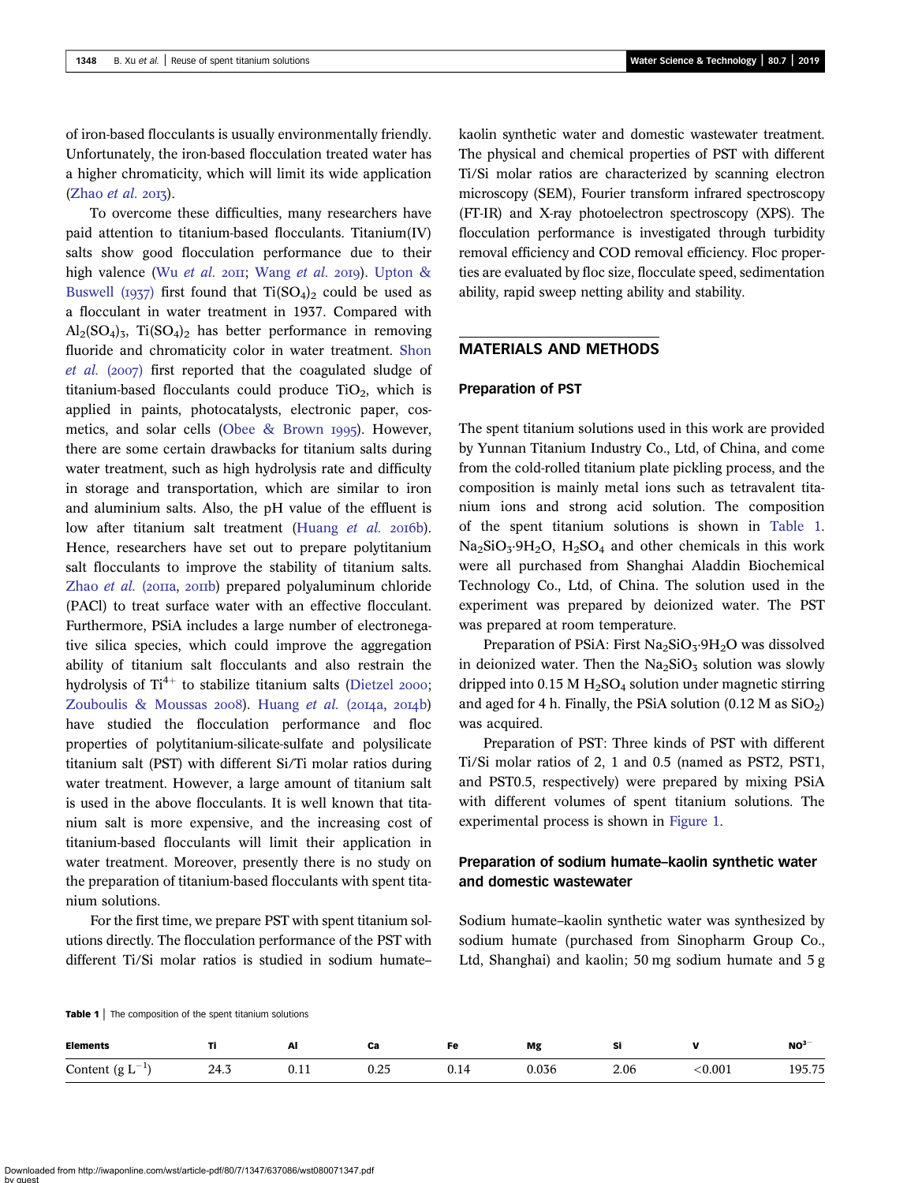of iron-based flocculants is usually environmentally friendly. Unfortunately, the iron-based flocculation treated water has a higher chromaticity, which will limit its wide application (Zhao *et al.* 2013).

To overcome these difficulties, many researchers have paid attention to titanium-based flocculants. Titanium(IV) salts show good flocculation performance due to their high valence (Wu *et al.* 2011; Wang *et al.* 2019). Upton & Buswell (1937) first found that $Ti(SO_4)_2$ could be used as a flocculant in water treatment in 1937. Compared with $Al_2(SO_4)_3$, $Ti(SO_4)_2$ has better performance in removing fluoride and chromaticity color in water treatment. Shon *et al.* (2007) first reported that the coagulated sludge of titanium-based flocculants could produce $TiO_2$, which is applied in paints, photocatalysts, electronic paper, cosmetics, and solar cells (Obee & Brown 1995). However, there are some certain drawbacks for titanium salts during water treatment, such as high hydrolysis rate and difficulty in storage and transportation, which are similar to iron and aluminium salts. Also, the pH value of the effluent is low after titanium salt treatment (Huang *et al.* 2016b). Hence, researchers have set out to prepare polytitanium salt flocculants to improve the stability of titanium salts. Zhao *et al.* (2011a, 2011b) prepared polyaluminum chloride (PACl) to treat surface water with an effective flocculant. Furthermore, PSiA includes a large number of electronegative silica species, which could improve the aggregation ability of titanium salt flocculants and also restrain the hydrolysis of $Ti^{4+}$ to stabilize titanium salts (Dietzel 2000; Zouboulis & Moussas 2008). Huang *et al.* (2014a, 2014b) have studied the flocculation performance and floc properties of polytitanium-silicate-sulfate and polysilicate titanium salt (PST) with different Si/Ti molar ratios during water treatment. However, a large amount of titanium salt is used in the above flocculants. It is well known that titanium salt is more expensive, and the increasing cost of titanium-based flocculants will limit their application in water treatment. Moreover, presently there is no study on the preparation of titanium-based flocculants with spent titanium solutions.

For the first time, we prepare PST with spent titanium solutions directly. The flocculation performance of the PST with different Ti/Si molar ratios is studied in sodium humate–kaolin synthetic water and domestic wastewater treatment. The physical and chemical properties of PST with different Ti/Si molar ratios are characterized by scanning electron microscopy (SEM), Fourier transform infrared spectroscopy (FT-IR) and X-ray photoelectron spectroscopy (XPS). The flocculation performance is investigated through turbidity removal efficiency and COD removal efficiency. Floc properties are evaluated by floc size, flocculate speed, sedimentation ability, rapid sweep netting ability and stability.

## MATERIALS AND METHODS

### Preparation of PST

The spent titanium solutions used in this work are provided by Yunnan Titanium Industry Co., Ltd, of China, and come from the cold-rolled titanium plate pickling process, and the composition is mainly metal ions such as tetravalent titanium ions and strong acid solution. The composition of the spent titanium solutions is shown in Table 1. $Na_2SiO_3{\cdot}9H_2O$, $H_2SO_4$ and other chemicals in this work were all purchased from Shanghai Aladdin Biochemical Technology Co., Ltd, of China. The solution used in the experiment was prepared by deionized water. The PST was prepared at room temperature.

Preparation of PSiA: First $Na_2SiO_3{\cdot}9H_2O$ was dissolved in deionized water. Then the $Na_2SiO_3$ solution was slowly dripped into 0.15 M $H_2SO_4$ solution under magnetic stirring and aged for 4 h. Finally, the PSiA solution (0.12 M as $SiO_2$) was acquired.

Preparation of PST: Three kinds of PST with different Ti/Si molar ratios of 2, 1 and 0.5 (named as PST2, PST1, and PST0.5, respectively) were prepared by mixing PSiA with different volumes of spent titanium solutions. The experimental process is shown in Figure 1.

### Preparation of sodium humate–kaolin synthetic water and domestic wastewater

Sodium humate–kaolin synthetic water was synthesized by sodium humate (purchased from Sinopharm Group Co., Ltd, Shanghai) and kaolin; 50 mg sodium humate and 5 g

**Table 1** | The composition of the spent titanium solutions

| Elements | Ti | Al | Ca | Fe | Mg | Si | V | $NO^{3-}$ |
|---|---|---|---|---|---|---|---|---|
| Content ($g\ L^{-1}$) | 24.3 | 0.11 | 0.25 | 0.14 | 0.036 | 2.06 | <0.001 | 195.75 |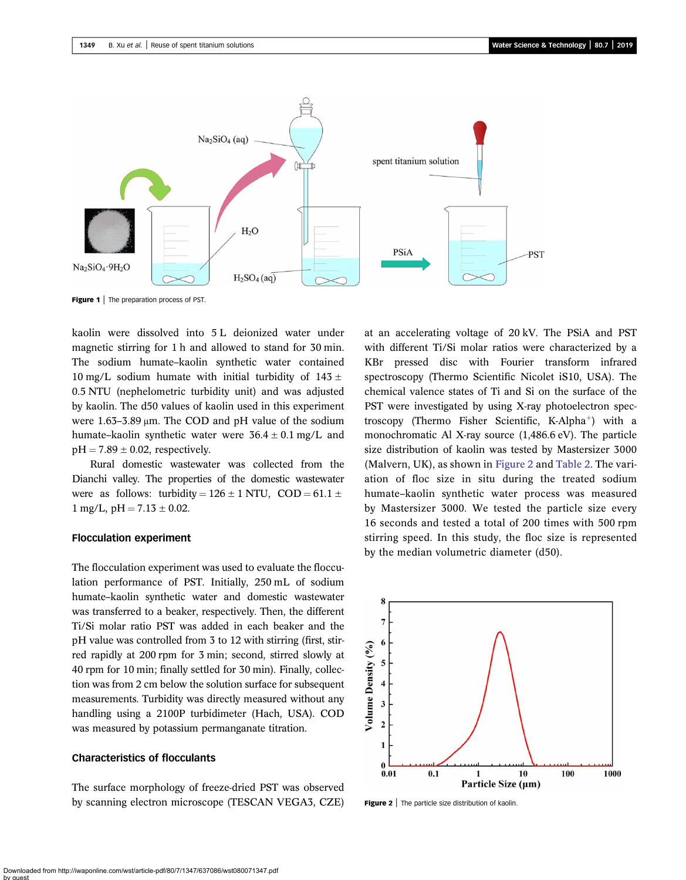Figure 1 | The preparation process of PST.

kaolin were dissolved into 5 L deionized water under magnetic stirring for 1 h and allowed to stand for 30 min. The sodium humate–kaolin synthetic water contained 10 mg/L sodium humate with initial turbidity of 143 ± 0.5 NTU (nephelometric turbidity unit) and was adjusted by kaolin. The d50 values of kaolin used in this experiment were 1.63–3.89 μm. The COD and pH value of the sodium humate–kaolin synthetic water were 36.4 ± 0.1 mg/L and pH = 7.89 ± 0.02, respectively.

Rural domestic wastewater was collected from the Dianchi valley. The properties of the domestic wastewater were as follows: turbidity = 126 ± 1 NTU, COD = 61.1 ± 1 mg/L, pH = 7.13 ± 0.02.

### Flocculation experiment

The flocculation experiment was used to evaluate the flocculation performance of PST. Initially, 250 mL of sodium humate–kaolin synthetic water and domestic wastewater was transferred to a beaker, respectively. Then, the different Ti/Si molar ratio PST was added in each beaker and the pH value was controlled from 3 to 12 with stirring (first, stirred rapidly at 200 rpm for 3 min; second, stirred slowly at 40 rpm for 10 min; finally settled for 30 min). Finally, collection was from 2 cm below the solution surface for subsequent measurements. Turbidity was directly measured without any handling using a 2100P turbidimeter (Hach, USA). COD was measured by potassium permanganate titration.

### Characteristics of flocculants

The surface morphology of freeze-dried PST was observed by scanning electron microscope (TESCAN VEGA3, CZE) at an accelerating voltage of 20 kV. The PSiA and PST with different Ti/Si molar ratios were characterized by a KBr pressed disc with Fourier transform infrared spectroscopy (Thermo Scientific Nicolet iS10, USA). The chemical valence states of Ti and Si on the surface of the PST were investigated by using X-ray photoelectron spectroscopy (Thermo Fisher Scientific, K-Alpha$^{+}$) with a monochromatic Al X-ray source (1,486.6 eV). The particle size distribution of kaolin was tested by Mastersizer 3000 (Malvern, UK), as shown in Figure 2 and Table 2. The variation of floc size in situ during the treated sodium humate–kaolin synthetic water process was measured by Mastersizer 3000. We tested the particle size every 16 seconds and tested a total of 200 times with 500 rpm stirring speed. In this study, the floc size is represented by the median volumetric diameter (d50).

Figure 2 | The particle size distribution of kaolin.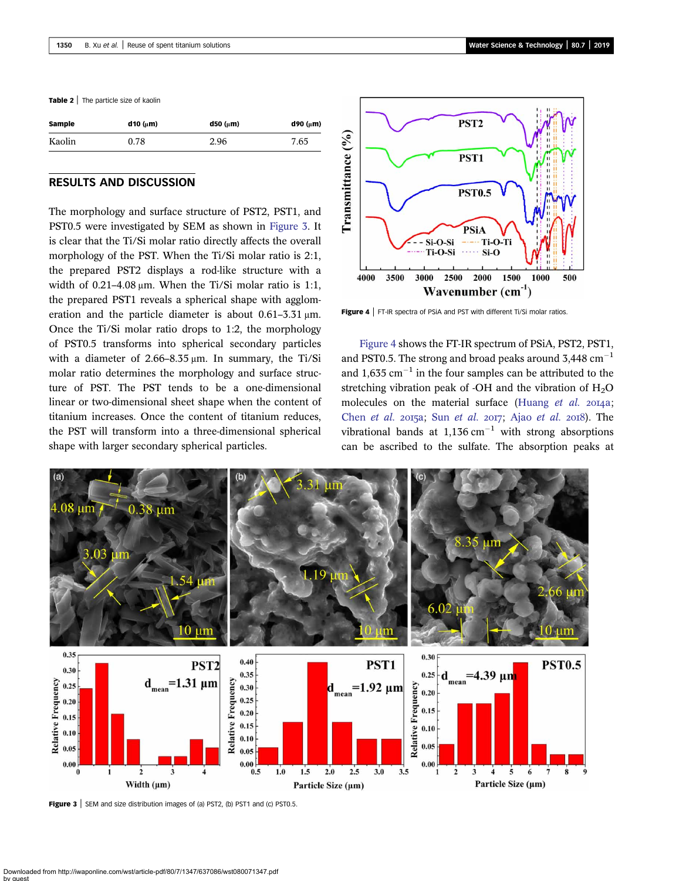**Table 2** | The particle size of kaolin

| Sample | d10 (μm) | d50 (μm) | d90 (μm) |
|---|---|---|---|
| Kaolin | 0.78 | 2.96 | 7.65 |

## RESULTS AND DISCUSSION

The morphology and surface structure of PST2, PST1, and PST0.5 were investigated by SEM as shown in Figure 3. It is clear that the Ti/Si molar ratio directly affects the overall morphology of the PST. When the Ti/Si molar ratio is 2:1, the prepared PST2 displays a rod-like structure with a width of 0.21–4.08 μm. When the Ti/Si molar ratio is 1:1, the prepared PST1 reveals a spherical shape with agglomeration and the particle diameter is about 0.61–3.31 μm. Once the Ti/Si molar ratio drops to 1:2, the morphology of PST0.5 transforms into spherical secondary particles with a diameter of 2.66–8.35 μm. In summary, the Ti/Si molar ratio determines the morphology and surface structure of PST. The PST tends to be a one-dimensional linear or two-dimensional sheet shape when the content of titanium increases. Once the content of titanium reduces, the PST will transform into a three-dimensional spherical shape with larger secondary spherical particles.

**Figure 4** | FT-IR spectra of PSiA and PST with different Ti/Si molar ratios.

Figure 4 shows the FT-IR spectrum of PSiA, PST2, PST1, and PST0.5. The strong and broad peaks around 3,448 $cm^{-1}$ and 1,635 $cm^{-1}$ in the four samples can be attributed to the stretching vibration peak of -OH and the vibration of $H_2O$ molecules on the material surface (Huang *et al.* 2014a; Chen *et al.* 2015a; Sun *et al.* 2017; Ajao *et al.* 2018). The vibrational bands at 1,136 $cm^{-1}$ with strong absorptions can be ascribed to the sulfate. The absorption peaks at

**Figure 3** | SEM and size distribution images of (a) PST2, (b) PST1 and (c) PST0.5.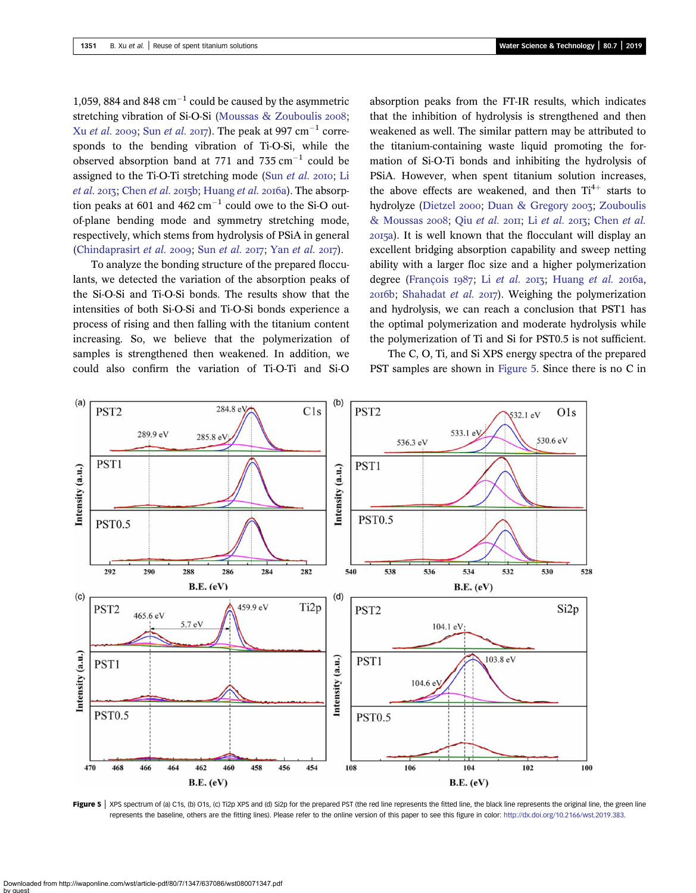1,059, 884 and 848 $cm^{-1}$ could be caused by the asymmetric stretching vibration of Si-O-Si (Moussas & Zouboulis 2008; Xu *et al.* 2009; Sun *et al.* 2017). The peak at 997 $cm^{-1}$ corresponds to the bending vibration of Ti-O-Si, while the observed absorption band at 771 and 735 $cm^{-1}$ could be assigned to the Ti-O-Ti stretching mode (Sun *et al.* 2010; Li *et al.* 2013; Chen *et al.* 2015b; Huang *et al.* 2016a). The absorption peaks at 601 and 462 $cm^{-1}$ could owe to the Si-O out-of-plane bending mode and symmetry stretching mode, respectively, which stems from hydrolysis of PSiA in general (Chindaprasirt *et al.* 2009; Sun *et al.* 2017; Yan *et al.* 2017).

To analyze the bonding structure of the prepared flocculants, we detected the variation of the absorption peaks of the Si-O-Si and Ti-O-Si bonds. The results show that the intensities of both Si-O-Si and Ti-O-Si bonds experience a process of rising and then falling with the titanium content increasing. So, we believe that the polymerization of samples is strengthened then weakened. In addition, we could also confirm the variation of Ti-O-Ti and Si-O absorption peaks from the FT-IR results, which indicates that the inhibition of hydrolysis is strengthened and then weakened as well. The similar pattern may be attributed to the titanium-containing waste liquid promoting the formation of Si-O-Ti bonds and inhibiting the hydrolysis of PSiA. However, when spent titanium solution increases, the above effects are weakened, and then $Ti^{4+}$ starts to hydrolyze (Dietzel 2000; Duan & Gregory 2003; Zouboulis & Moussas 2008; Qiu *et al.* 2011; Li *et al.* 2013; Chen *et al.* 2015a). It is well known that the flocculant will display an excellent bridging absorption capability and sweep netting ability with a larger floc size and a higher polymerization degree (François 1987; Li *et al.* 2013; Huang *et al.* 2016a, 2016b; Shahadat *et al.* 2017). Weighing the polymerization and hydrolysis, we can reach a conclusion that PST1 has the optimal polymerization and moderate hydrolysis while the polymerization of Ti and Si for PST0.5 is not sufficient.

The C, O, Ti, and Si XPS energy spectra of the prepared PST samples are shown in Figure 5. Since there is no C in

**Figure 5** | XPS spectrum of (a) C1s, (b) O1s, (c) Ti2p XPS and (d) Si2p for the prepared PST (the red line represents the fitted line, the black line represents the original line, the green line represents the baseline, others are the fitting lines). Please refer to the online version of this paper to see this figure in color: http://dx.doi.org/10.2166/wst.2019.383.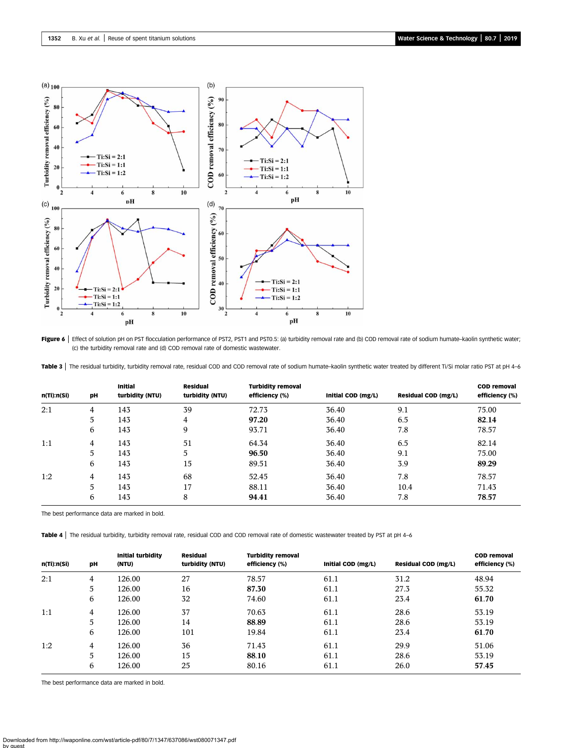Figure 6 | Effect of solution pH on PST flocculation performance of PST2, PST1 and PST0.5: (a) turbidity removal rate and (b) COD removal rate of sodium humate–kaolin synthetic water; (c) the turbidity removal rate and (d) COD removal rate of domestic wastewater.

Table 3 | The residual turbidity, turbidity removal rate, residual COD and COD removal rate of sodium humate–kaolin synthetic water treated by different Ti/Si molar ratio PST at pH 4–6

| n(Ti):n(Si) | pH | Initial turbidity (NTU) | Residual turbidity (NTU) | Turbidity removal efficiency (%) | Initial COD (mg/L) | Residual COD (mg/L) | COD removal efficiency (%) |
|---|---|---|---|---|---|---|---|
| 2:1 | 4 | 143 | 39 | 72.73 | 36.40 | 9.1 | 75.00 |
| | 5 | 143 | 4 | **97.20** | 36.40 | 6.5 | **82.14** |
| | 6 | 143 | 9 | 93.71 | 36.40 | 7.8 | 78.57 |
| 1:1 | 4 | 143 | 51 | 64.34 | 36.40 | 6.5 | 82.14 |
| | 5 | 143 | 5 | **96.50** | 36.40 | 9.1 | 75.00 |
| | 6 | 143 | 15 | 89.51 | 36.40 | 3.9 | **89.29** |
| 1:2 | 4 | 143 | 68 | 52.45 | 36.40 | 7.8 | 78.57 |
| | 5 | 143 | 17 | 88.11 | 36.40 | 10.4 | 71.43 |
| | 6 | 143 | 8 | **94.41** | 36.40 | 7.8 | **78.57** |

The best performance data are marked in bold.

Table 4 | The residual turbidity, turbidity removal rate, residual COD and COD removal rate of domestic wastewater treated by PST at pH 4–6

| n(Ti):n(Si) | pH | Initial turbidity (NTU) | Residual turbidity (NTU) | Turbidity removal efficiency (%) | Initial COD (mg/L) | Residual COD (mg/L) | COD removal efficiency (%) |
|---|---|---|---|---|---|---|---|
| 2:1 | 4 | 126.00 | 27 | 78.57 | 61.1 | 31.2 | 48.94 |
| | 5 | 126.00 | 16 | **87.30** | 61.1 | 27.3 | 55.32 |
| | 6 | 126.00 | 32 | 74.60 | 61.1 | 23.4 | **61.70** |
| 1:1 | 4 | 126.00 | 37 | 70.63 | 61.1 | 28.6 | 53.19 |
| | 5 | 126.00 | 14 | **88.89** | 61.1 | 28.6 | 53.19 |
| | 6 | 126.00 | 101 | 19.84 | 61.1 | 23.4 | **61.70** |
| 1:2 | 4 | 126.00 | 36 | 71.43 | 61.1 | 29.9 | 51.06 |
| | 5 | 126.00 | 15 | **88.10** | 61.1 | 28.6 | 53.19 |
| | 6 | 126.00 | 25 | 80.16 | 61.1 | 26.0 | **57.45** |

The best performance data are marked in bold.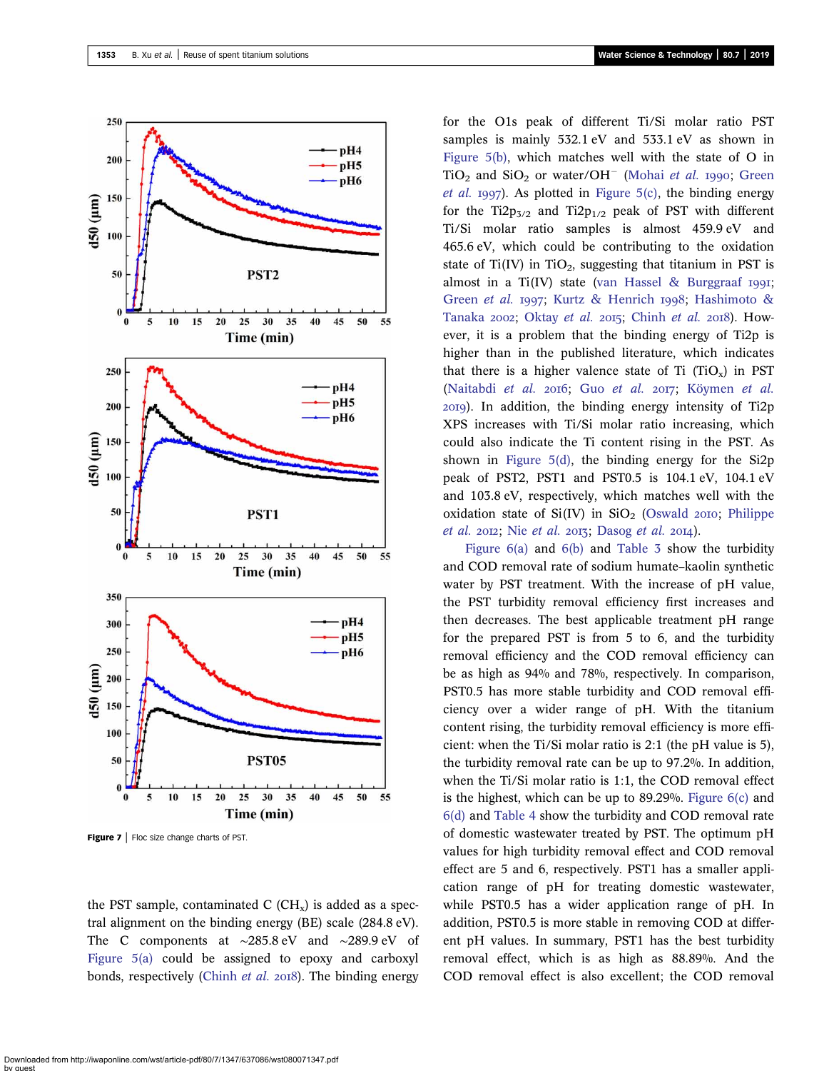Figure 7 | Floc size change charts of PST.

the PST sample, contaminated C ($CH_x$) is added as a spectral alignment on the binding energy (BE) scale (284.8 eV). The C components at ~285.8 eV and ~289.9 eV of Figure 5(a) could be assigned to epoxy and carboxyl bonds, respectively (Chinh *et al.* 2018). The binding energy for the O1s peak of different Ti/Si molar ratio PST samples is mainly 532.1 eV and 533.1 eV as shown in Figure 5(b), which matches well with the state of O in $TiO_2$ and $SiO_2$ or water/$OH^-$ (Mohai *et al.* 1990; Green *et al.* 1997). As plotted in Figure 5(c), the binding energy for the $Ti2p_{3/2}$ and $Ti2p_{1/2}$ peak of PST with different Ti/Si molar ratio samples is almost 459.9 eV and 465.6 eV, which could be contributing to the oxidation state of Ti(IV) in $TiO_2$, suggesting that titanium in PST is almost in a Ti(IV) state (van Hassel & Burggraaf 1991; Green *et al.* 1997; Kurtz & Henrich 1998; Hashimoto & Tanaka 2002; Oktay *et al.* 2015; Chinh *et al.* 2018). However, it is a problem that the binding energy of Ti2p is higher than in the published literature, which indicates that there is a higher valence state of Ti ($TiO_x$) in PST (Naitabdi *et al.* 2016; Guo *et al.* 2017; Köymen *et al.* 2019). In addition, the binding energy intensity of Ti2p XPS increases with Ti/Si molar ratio increasing, which could also indicate the Ti content rising in the PST. As shown in Figure 5(d), the binding energy for the Si2p peak of PST2, PST1 and PST0.5 is 104.1 eV, 104.1 eV and 103.8 eV, respectively, which matches well with the oxidation state of Si(IV) in $SiO_2$ (Oswald 2010; Philippe *et al.* 2012; Nie *et al.* 2013; Dasog *et al.* 2014).

Figure 6(a) and 6(b) and Table 3 show the turbidity and COD removal rate of sodium humate–kaolin synthetic water by PST treatment. With the increase of pH value, the PST turbidity removal efficiency first increases and then decreases. The best applicable treatment pH range for the prepared PST is from 5 to 6, and the turbidity removal efficiency and the COD removal efficiency can be as high as 94% and 78%, respectively. In comparison, PST0.5 has more stable turbidity and COD removal efficiency over a wider range of pH. With the titanium content rising, the turbidity removal efficiency is more efficient: when the Ti/Si molar ratio is 2:1 (the pH value is 5), the turbidity removal rate can be up to 97.2%. In addition, when the Ti/Si molar ratio is 1:1, the COD removal effect is the highest, which can be up to 89.29%. Figure 6(c) and 6(d) and Table 4 show the turbidity and COD removal rate of domestic wastewater treated by PST. The optimum pH values for high turbidity removal effect and COD removal effect are 5 and 6, respectively. PST1 has a smaller application range of pH for treating domestic wastewater, while PST0.5 has a wider application range of pH. In addition, PST0.5 is more stable in removing COD at different pH values. In summary, PST1 has the best turbidity removal effect, which is as high as 88.89%. And the COD removal effect is also excellent; the COD removal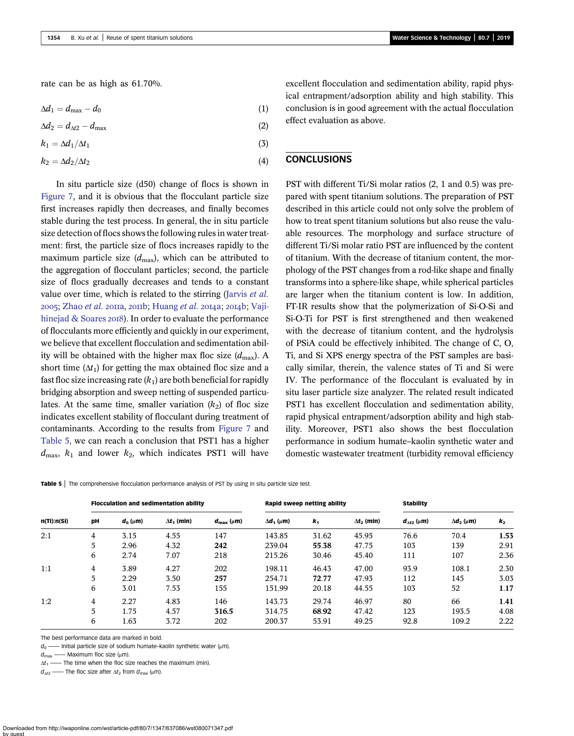rate can be as high as 61.70%.

$$\Delta d_1 = d_{\max} - d_0 \quad (1)$$

$$\Delta d_2 = d_{\Delta t2} - d_{\max} \quad (2)$$

$$k_1 = \Delta d_1/\Delta t_1 \quad (3)$$

$$k_2 = \Delta d_2/\Delta t_2 \quad (4)$$

In situ particle size (d50) change of flocs is shown in Figure 7, and it is obvious that the flocculant particle size first increases rapidly then decreases, and finally becomes stable during the test process. In general, the in situ particle size detection of flocs shows the following rules in water treatment: first, the particle size of flocs increases rapidly to the maximum particle size ($d_{\max}$), which can be attributed to the aggregation of flocculant particles; second, the particle size of flocs gradually decreases and tends to a constant value over time, which is related to the stirring (Jarvis *et al.* 2005; Zhao *et al.* 2011a, 2011b; Huang *et al.* 2014a; 2014b; Vajihinejad & Soares 2018). In order to evaluate the performance of flocculants more efficiently and quickly in our experiment, we believe that excellent flocculation and sedimentation ability will be obtained with the higher max floc size ($d_{\max}$). A short time ($\Delta t_1$) for getting the max obtained floc size and a fast floc size increasing rate ($k_1$) are both beneficial for rapidly bridging absorption and sweep netting of suspended particulates. At the same time, smaller variation ($k_2$) of floc size indicates excellent stability of flocculant during treatment of contaminants. According to the results from Figure 7 and Table 5, we can reach a conclusion that PST1 has a higher $d_{\max}$, $k_1$ and lower $k_2$, which indicates PST1 will have excellent flocculation and sedimentation ability, rapid physical entrapment/adsorption ability and high stability. This conclusion is in good agreement with the actual flocculation effect evaluation as above.

## CONCLUSIONS

PST with different Ti/Si molar ratios (2, 1 and 0.5) was prepared with spent titanium solutions. The preparation of PST described in this article could not only solve the problem of how to treat spent titanium solutions but also reuse the valuable resources. The morphology and surface structure of different Ti/Si molar ratio PST are influenced by the content of titanium. With the decrease of titanium content, the morphology of the PST changes from a rod-like shape and finally transforms into a sphere-like shape, while spherical particles are larger when the titanium content is low. In addition, FT-IR results show that the polymerization of Si-O-Si and Si-O-Ti for PST is first strengthened and then weakened with the decrease of titanium content, and the hydrolysis of PSiA could be effectively inhibited. The change of C, O, Ti, and Si XPS energy spectra of the PST samples are basically similar, therein, the valence states of Ti and Si were IV. The performance of the flocculant is evaluated by in situ laser particle size analyzer. The related result indicated PST1 has excellent flocculation and sedimentation ability, rapid physical entrapment/adsorption ability and high stability. Moreover, PST1 also shows the best flocculation performance in sodium humate–kaolin synthetic water and domestic wastewater treatment (turbidity removal efficiency

**Table 5** | The comprehensive flocculation performance analysis of PST by using in situ particle size test

| | Flocculation and sedimentation ability | | | | Rapid sweep netting ability | | | Stability | | |
|---|---|---|---|---|---|---|---|---|---|---|
| n(Ti):n(Si) | pH | $d_0$ (μm) | $\Delta t_1$ (min) | $d_{\max}$ (μm) | $\Delta d_1$ (μm) | $k_1$ | $\Delta t_2$ (min) | $d_{\Delta t2}$ (μm) | $\Delta d_2$ (μm) | $k_2$ |
| 2:1 | 4 | 3.15 | 4.55 | 147 | 143.85 | 31.62 | 45.95 | 76.6 | 70.4 | **1.53** |
| | 5 | 2.96 | 4.32 | **242** | 239.04 | **55.38** | 47.75 | 103 | 139 | 2.91 |
| | 6 | 2.74 | 7.07 | 218 | 215.26 | 30.46 | 45.40 | 111 | 107 | 2.36 |
| 1:1 | 4 | 3.89 | 4.27 | 202 | 198.11 | 46.43 | 47.00 | 93.9 | 108.1 | 2.30 |
| | 5 | 2.29 | 3.50 | **257** | 254.71 | **72.77** | 47.93 | 112 | 145 | 3.03 |
| | 6 | 3.01 | 7.53 | 155 | 151.99 | 20.18 | 44.55 | 103 | 52 | **1.17** |
| 1:2 | 4 | 2.27 | 4.83 | 146 | 143.73 | 29.74 | 46.97 | 80 | 66 | **1.41** |
| | 5 | 1.75 | 4.57 | **316.5** | 314.75 | **68.92** | 47.42 | 123 | 193.5 | 4.08 |
| | 6 | 1.63 | 3.72 | 202 | 200.37 | 53.91 | 49.25 | 92.8 | 109.2 | 2.22 |

The best performance data are marked in bold.
$d_0$ —— Initial particle size of sodium humate–kaolin synthetic water (μm).
$d_{\max}$ —— Maximum floc size (μm).
$\Delta t_1$ —— The time when the floc size reaches the maximum (min).
$d_{\Delta t2}$ —— The floc size after $\Delta t_2$ from $d_{\max}$ (μm).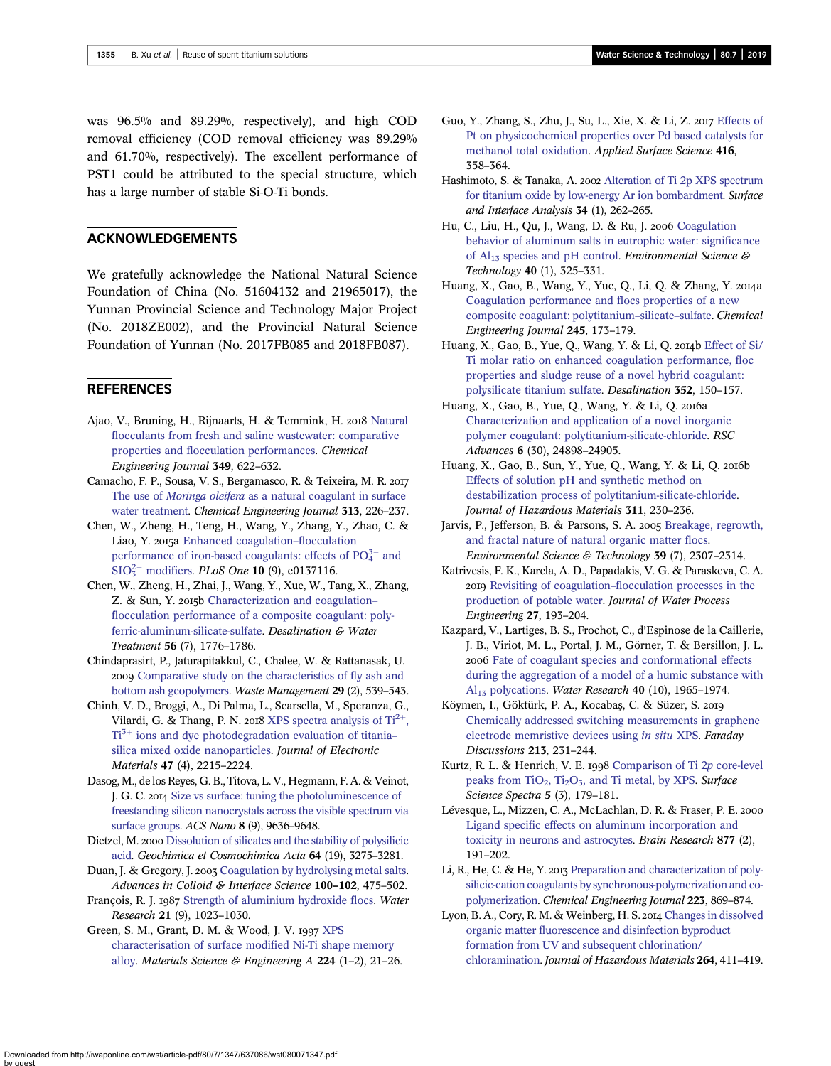was 96.5% and 89.29%, respectively), and high COD removal efficiency (COD removal efficiency was 89.29% and 61.70%, respectively). The excellent performance of PST1 could be attributed to the special structure, which has a large number of stable Si-O-Ti bonds.

## ACKNOWLEDGEMENTS

We gratefully acknowledge the National Natural Science Foundation of China (No. 51604132 and 21965017), the Yunnan Provincial Science and Technology Major Project (No. 2018ZE002), and the Provincial Natural Science Foundation of Yunnan (No. 2017FB085 and 2018FB087).

## REFERENCES

Ajao, V., Bruning, H., Rijnaarts, H. & Temmink, H. 2018 Natural flocculants from fresh and saline wastewater: comparative properties and flocculation performances. *Chemical Engineering Journal* **349**, 622–632.

Camacho, F. P., Sousa, V. S., Bergamasco, R. & Teixeira, M. R. 2017 The use of *Moringa oleifera* as a natural coagulant in surface water treatment. *Chemical Engineering Journal* **313**, 226–237.

Chen, W., Zheng, H., Teng, H., Wang, Y., Zhang, Y., Zhao, C. & Liao, Y. 2015a Enhanced coagulation–flocculation performance of iron-based coagulants: effects of $PO_4^{3-}$ and $SIO_3^{2-}$ modifiers. *PLoS One* **10** (9), e0137116.

Chen, W., Zheng, H., Zhai, J., Wang, Y., Xue, W., Tang, X., Zhang, Z. & Sun, Y. 2015b Characterization and coagulation–flocculation performance of a composite coagulant: poly-ferric-aluminum-silicate-sulfate. *Desalination & Water Treatment* **56** (7), 1776–1786.

Chindaprasirt, P., Jaturapitakkul, C., Chalee, W. & Rattanasak, U. 2009 Comparative study on the characteristics of fly ash and bottom ash geopolymers. *Waste Management* **29** (2), 539–543.

Chinh, V. D., Broggi, A., Di Palma, L., Scarsella, M., Speranza, G., Vilardi, G. & Thang, P. N. 2018 XPS spectra analysis of $Ti^{2+}$, $Ti^{3+}$ ions and dye photodegradation evaluation of titania–silica mixed oxide nanoparticles. *Journal of Electronic Materials* **47** (4), 2215–2224.

Dasog, M., de los Reyes, G. B., Titova, L. V., Hegmann, F. A. & Veinot, J. G. C. 2014 Size vs surface: tuning the photoluminescence of freestanding silicon nanocrystals across the visible spectrum via surface groups. *ACS Nano* **8** (9), 9636–9648.

Dietzel, M. 2000 Dissolution of silicates and the stability of polysilicic acid. *Geochimica et Cosmochimica Acta* **64** (19), 3275–3281.

Duan, J. & Gregory, J. 2003 Coagulation by hydrolysing metal salts. *Advances in Colloid & Interface Science* **100–102**, 475–502.

François, R. J. 1987 Strength of aluminium hydroxide flocs. *Water Research* **21** (9), 1023–1030.

Green, S. M., Grant, D. M. & Wood, J. V. 1997 XPS characterisation of surface modified Ni-Ti shape memory alloy. *Materials Science & Engineering A* **224** (1–2), 21–26.

Guo, Y., Zhang, S., Zhu, J., Su, L., Xie, X. & Li, Z. 2017 Effects of Pt on physicochemical properties over Pd based catalysts for methanol total oxidation. *Applied Surface Science* **416**, 358–364.

Hashimoto, S. & Tanaka, A. 2002 Alteration of Ti 2p XPS spectrum for titanium oxide by low-energy Ar ion bombardment. *Surface and Interface Analysis* **34** (1), 262–265.

Hu, C., Liu, H., Qu, J., Wang, D. & Ru, J. 2006 Coagulation behavior of aluminum salts in eutrophic water: significance of $Al_{13}$ species and pH control. *Environmental Science & Technology* **40** (1), 325–331.

Huang, X., Gao, B., Wang, Y., Yue, Q., Li, Q. & Zhang, Y. 2014a Coagulation performance and flocs properties of a new composite coagulant: polytitanium–silicate–sulfate. *Chemical Engineering Journal* **245**, 173–179.

Huang, X., Gao, B., Yue, Q., Wang, Y. & Li, Q. 2014b Effect of Si/Ti molar ratio on enhanced coagulation performance, floc properties and sludge reuse of a novel hybrid coagulant: polysilicate titanium sulfate. *Desalination* **352**, 150–157.

Huang, X., Gao, B., Yue, Q., Wang, Y. & Li, Q. 2016a Characterization and application of a novel inorganic polymer coagulant: polytitanium-silicate-chloride. *RSC Advances* **6** (30), 24898–24905.

Huang, X., Gao, B., Sun, Y., Yue, Q., Wang, Y. & Li, Q. 2016b Effects of solution pH and synthetic method on destabilization process of polytitanium-silicate-chloride. *Journal of Hazardous Materials* **311**, 230–236.

Jarvis, P., Jefferson, B. & Parsons, S. A. 2005 Breakage, regrowth, and fractal nature of natural organic matter flocs. *Environmental Science & Technology* **39** (7), 2307–2314.

Katrivesis, F. K., Karela, A. D., Papadakis, V. G. & Paraskeva, C. A. 2019 Revisiting of coagulation–flocculation processes in the production of potable water. *Journal of Water Process Engineering* **27**, 193–204.

Kazpard, V., Lartiges, B. S., Frochot, C., d'Espinose de la Caillerie, J. B., Viriot, M. L., Portal, J. M., Görner, T. & Bersillon, J. L. 2006 Fate of coagulant species and conformational effects during the aggregation of a model of a humic substance with $Al_{13}$ polycations. *Water Research* **40** (10), 1965–1974.

Köymen, I., Göktürk, P. A., Kocabaş, C. & Süzer, S. 2019 Chemically addressed switching measurements in graphene electrode memristive devices using *in situ* XPS. *Faraday Discussions* **213**, 231–244.

Kurtz, R. L. & Henrich, V. E. 1998 Comparison of Ti 2*p* core-level peaks from $TiO_2$, $Ti_2O_3$, and Ti metal, by XPS. *Surface Science Spectra* **5** (3), 179–181.

Lévesque, L., Mizzen, C. A., McLachlan, D. R. & Fraser, P. E. 2000 Ligand specific effects on aluminum incorporation and toxicity in neurons and astrocytes. *Brain Research* **877** (2), 191–202.

Li, R., He, C. & He, Y. 2013 Preparation and characterization of poly-silicic-cation coagulants by synchronous-polymerization and co-polymerization. *Chemical Engineering Journal* **223**, 869–874.

Lyon, B. A., Cory, R. M. & Weinberg, H. S. 2014 Changes in dissolved organic matter fluorescence and disinfection byproduct formation from UV and subsequent chlorination/chloramination. *Journal of Hazardous Materials* **264**, 411–419.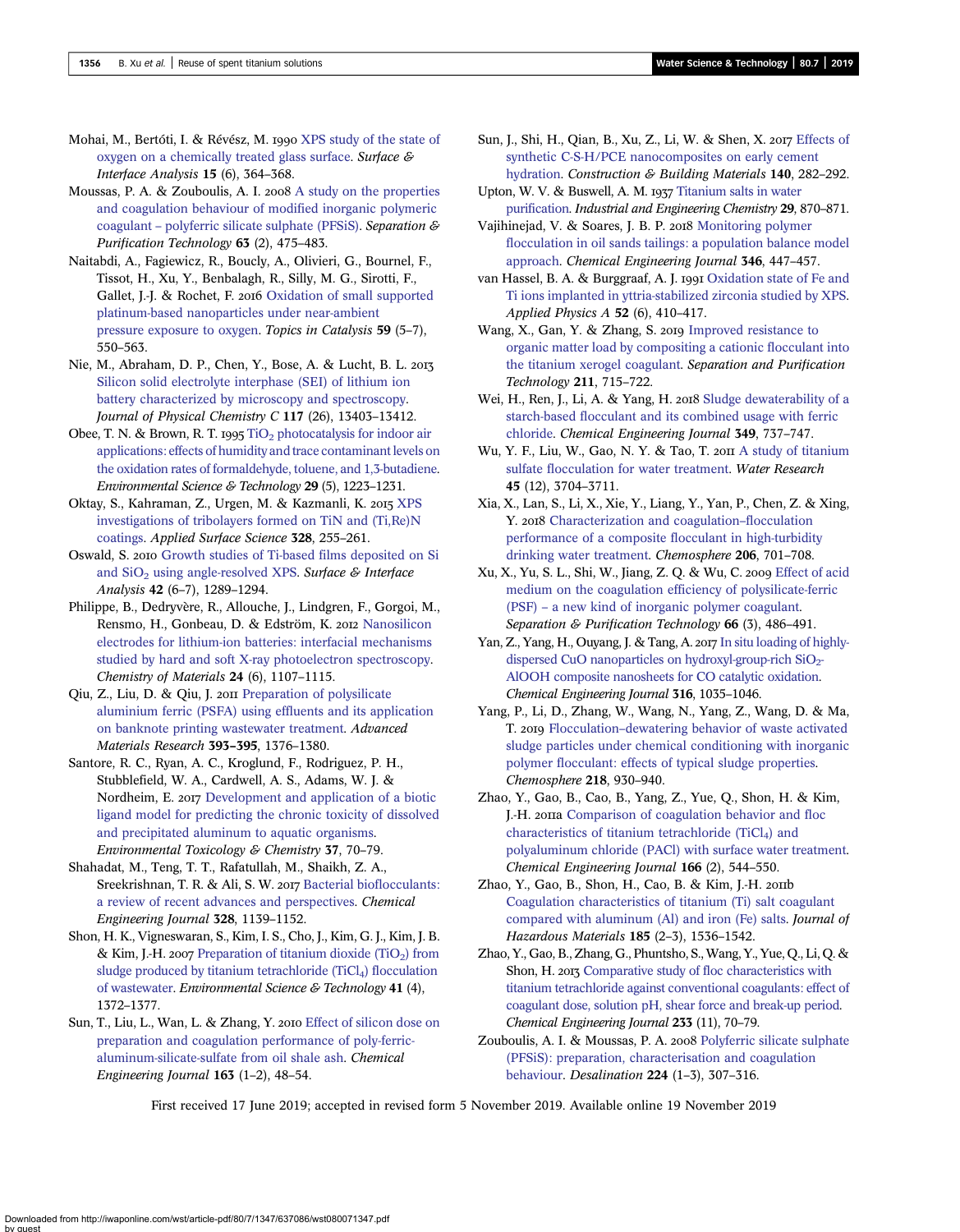Mohai, M., Bertóti, I. & Révész, M. 1990 XPS study of the state of oxygen on a chemically treated glass surface. *Surface & Interface Analysis* **15** (6), 364–368.

Moussas, P. A. & Zouboulis, A. I. 2008 A study on the properties and coagulation behaviour of modified inorganic polymeric coagulant – polyferric silicate sulphate (PFSiS). *Separation & Purification Technology* **63** (2), 475–483.

Naitabdi, A., Fagiewicz, R., Boucly, A., Olivieri, G., Bournel, F., Tissot, H., Xu, Y., Benbalagh, R., Silly, M. G., Sirotti, F., Gallet, J.-J. & Rochet, F. 2016 Oxidation of small supported platinum-based nanoparticles under near-ambient pressure exposure to oxygen. *Topics in Catalysis* **59** (5–7), 550–563.

Nie, M., Abraham, D. P., Chen, Y., Bose, A. & Lucht, B. L. 2013 Silicon solid electrolyte interphase (SEI) of lithium ion battery characterized by microscopy and spectroscopy. *Journal of Physical Chemistry C* **117** (26), 13403–13412.

Obee, T. N. & Brown, R. T. 1995 $TiO_2$ photocatalysis for indoor air applications: effects of humidity and trace contaminant levels on the oxidation rates of formaldehyde, toluene, and 1,3-butadiene. *Environmental Science & Technology* **29** (5), 1223–1231.

Oktay, S., Kahraman, Z., Urgen, M. & Kazmanli, K. 2015 XPS investigations of tribolayers formed on TiN and (Ti,Re)N coatings. *Applied Surface Science* **328**, 255–261.

Oswald, S. 2010 Growth studies of Ti-based films deposited on Si and $SiO_2$ using angle-resolved XPS. *Surface & Interface Analysis* **42** (6–7), 1289–1294.

Philippe, B., Dedryvère, R., Allouche, J., Lindgren, F., Gorgoi, M., Rensmo, H., Gonbeau, D. & Edström, K. 2012 Nanosilicon electrodes for lithium-ion batteries: interfacial mechanisms studied by hard and soft X-ray photoelectron spectroscopy. *Chemistry of Materials* **24** (6), 1107–1115.

Qiu, Z., Liu, D. & Qiu, J. 2011 Preparation of polysilicate aluminium ferric (PSFA) using effluents and its application on banknote printing wastewater treatment. *Advanced Materials Research* **393–395**, 1376–1380.

Santore, R. C., Ryan, A. C., Kroglund, F., Rodriguez, P. H., Stubblefield, W. A., Cardwell, A. S., Adams, W. J. & Nordheim, E. 2017 Development and application of a biotic ligand model for predicting the chronic toxicity of dissolved and precipitated aluminum to aquatic organisms. *Environmental Toxicology & Chemistry* **37**, 70–79.

Shahadat, M., Teng, T. T., Rafatullah, M., Shaikh, Z. A., Sreekrishnan, T. R. & Ali, S. W. 2017 Bacterial bioflocculants: a review of recent advances and perspectives. *Chemical Engineering Journal* **328**, 1139–1152.

Shon, H. K., Vigneswaran, S., Kim, I. S., Cho, J., Kim, G. J., Kim, J. B. & Kim, J.-H. 2007 Preparation of titanium dioxide ($TiO_2$) from sludge produced by titanium tetrachloride ($TiCl_4$) flocculation of wastewater. *Environmental Science & Technology* **41** (4), 1372–1377.

Sun, T., Liu, L., Wan, L. & Zhang, Y. 2010 Effect of silicon dose on preparation and coagulation performance of poly-ferric-aluminum-silicate-sulfate from oil shale ash. *Chemical Engineering Journal* **163** (1–2), 48–54.

Sun, J., Shi, H., Qian, B., Xu, Z., Li, W. & Shen, X. 2017 Effects of synthetic C-S-H/PCE nanocomposites on early cement hydration. *Construction & Building Materials* **140**, 282–292.

Upton, W. V. & Buswell, A. M. 1937 Titanium salts in water purification. *Industrial and Engineering Chemistry* **29**, 870–871.

Vajihinejad, V. & Soares, J. B. P. 2018 Monitoring polymer flocculation in oil sands tailings: a population balance model approach. *Chemical Engineering Journal* **346**, 447–457.

van Hassel, B. A. & Burggraaf, A. J. 1991 Oxidation state of Fe and Ti ions implanted in yttria-stabilized zirconia studied by XPS. *Applied Physics A* **52** (6), 410–417.

Wang, X., Gan, Y. & Zhang, S. 2019 Improved resistance to organic matter load by compositing a cationic flocculant into the titanium xerogel coagulant. *Separation and Purification Technology* **211**, 715–722.

Wei, H., Ren, J., Li, A. & Yang, H. 2018 Sludge dewaterability of a starch-based flocculant and its combined usage with ferric chloride. *Chemical Engineering Journal* **349**, 737–747.

Wu, Y. F., Liu, W., Gao, N. Y. & Tao, T. 2011 A study of titanium sulfate flocculation for water treatment. *Water Research* **45** (12), 3704–3711.

Xia, X., Lan, S., Li, X., Xie, Y., Liang, Y., Yan, P., Chen, Z. & Xing, Y. 2018 Characterization and coagulation–flocculation performance of a composite flocculant in high-turbidity drinking water treatment. *Chemosphere* **206**, 701–708.

Xu, X., Yu, S. L., Shi, W., Jiang, Z. Q. & Wu, C. 2009 Effect of acid medium on the coagulation efficiency of polysilicate-ferric (PSF) – a new kind of inorganic polymer coagulant. *Separation & Purification Technology* **66** (3), 486–491.

Yan, Z., Yang, H., Ouyang, J. & Tang, A. 2017 In situ loading of highly-dispersed CuO nanoparticles on hydroxyl-group-rich $SiO_2$-AlOOH composite nanosheets for CO catalytic oxidation. *Chemical Engineering Journal* **316**, 1035–1046.

Yang, P., Li, D., Zhang, W., Wang, N., Yang, Z., Wang, D. & Ma, T. 2019 Flocculation–dewatering behavior of waste activated sludge particles under chemical conditioning with inorganic polymer flocculant: effects of typical sludge properties. *Chemosphere* **218**, 930–940.

Zhao, Y., Gao, B., Cao, B., Yang, Z., Yue, Q., Shon, H. & Kim, J.-H. 2011a Comparison of coagulation behavior and floc characteristics of titanium tetrachloride ($TiCl_4$) and polyaluminum chloride (PACl) with surface water treatment. *Chemical Engineering Journal* **166** (2), 544–550.

Zhao, Y., Gao, B., Shon, H., Cao, B. & Kim, J.-H. 2011b Coagulation characteristics of titanium (Ti) salt coagulant compared with aluminum (Al) and iron (Fe) salts. *Journal of Hazardous Materials* **185** (2–3), 1536–1542.

Zhao, Y., Gao, B., Zhang, G., Phuntsho, S., Wang, Y., Yue, Q., Li, Q. & Shon, H. 2013 Comparative study of floc characteristics with titanium tetrachloride against conventional coagulants: effect of coagulant dose, solution pH, shear force and break-up period. *Chemical Engineering Journal* **233** (11), 70–79.

Zouboulis, A. I. & Moussas, P. A. 2008 Polyferric silicate sulphate (PFSiS): preparation, characterisation and coagulation behaviour. *Desalination* **224** (1–3), 307–316.

First received 17 June 2019; accepted in revised form 5 November 2019. Available online 19 November 2019